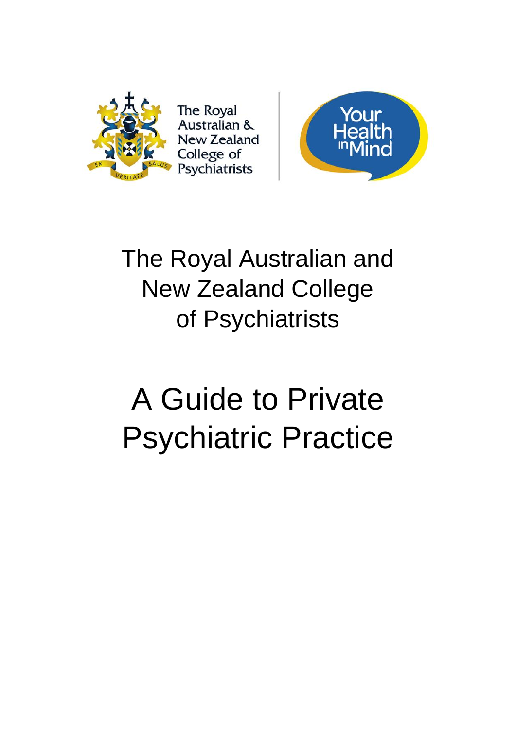The Royal Australian & New Zealand College of Psychiatrists

Your Health in Mind

# The Royal Australian and New Zealand College of Psychiatrists

# A Guide to Private Psychiatric Practice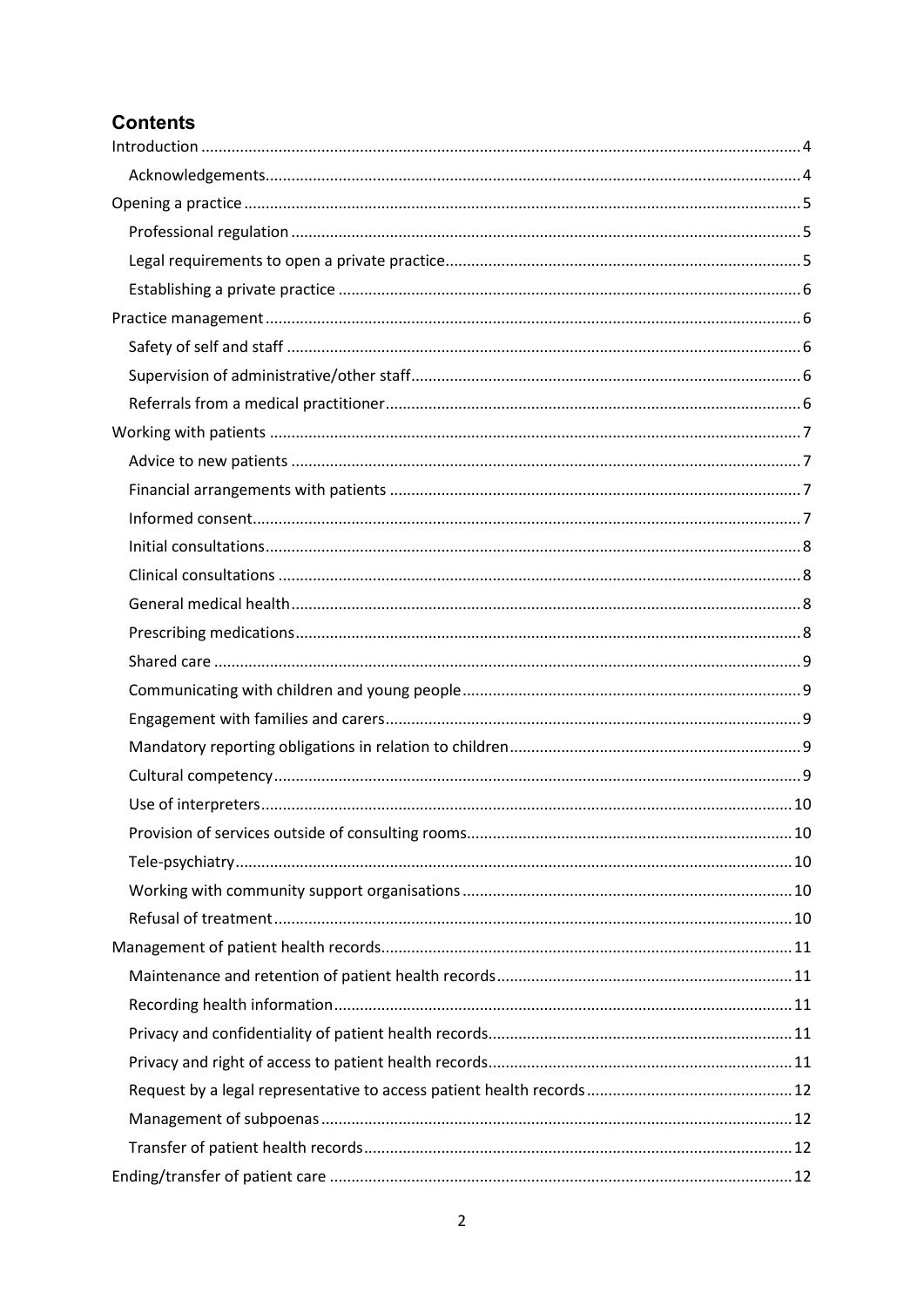## Contents

- Introduction ..... 4
  - Acknowledgements ..... 4
- Opening a practice ..... 5
  - Professional regulation ..... 5
  - Legal requirements to open a private practice ..... 5
  - Establishing a private practice ..... 6
- Practice management ..... 6
  - Safety of self and staff ..... 6
  - Supervision of administrative/other staff ..... 6
  - Referrals from a medical practitioner ..... 6
- Working with patients ..... 7
  - Advice to new patients ..... 7
  - Financial arrangements with patients ..... 7
  - Informed consent ..... 7
  - Initial consultations ..... 8
  - Clinical consultations ..... 8
  - General medical health ..... 8
  - Prescribing medications ..... 8
  - Shared care ..... 9
  - Communicating with children and young people ..... 9
  - Engagement with families and carers ..... 9
  - Mandatory reporting obligations in relation to children ..... 9
  - Cultural competency ..... 9
  - Use of interpreters ..... 10
  - Provision of services outside of consulting rooms ..... 10
  - Tele-psychiatry ..... 10
  - Working with community support organisations ..... 10
  - Refusal of treatment ..... 10
- Management of patient health records ..... 11
  - Maintenance and retention of patient health records ..... 11
  - Recording health information ..... 11
  - Privacy and confidentiality of patient health records ..... 11
  - Privacy and right of access to patient health records ..... 11
  - Request by a legal representative to access patient health records ..... 12
  - Management of subpoenas ..... 12
  - Transfer of patient health records ..... 12
- Ending/transfer of patient care ..... 12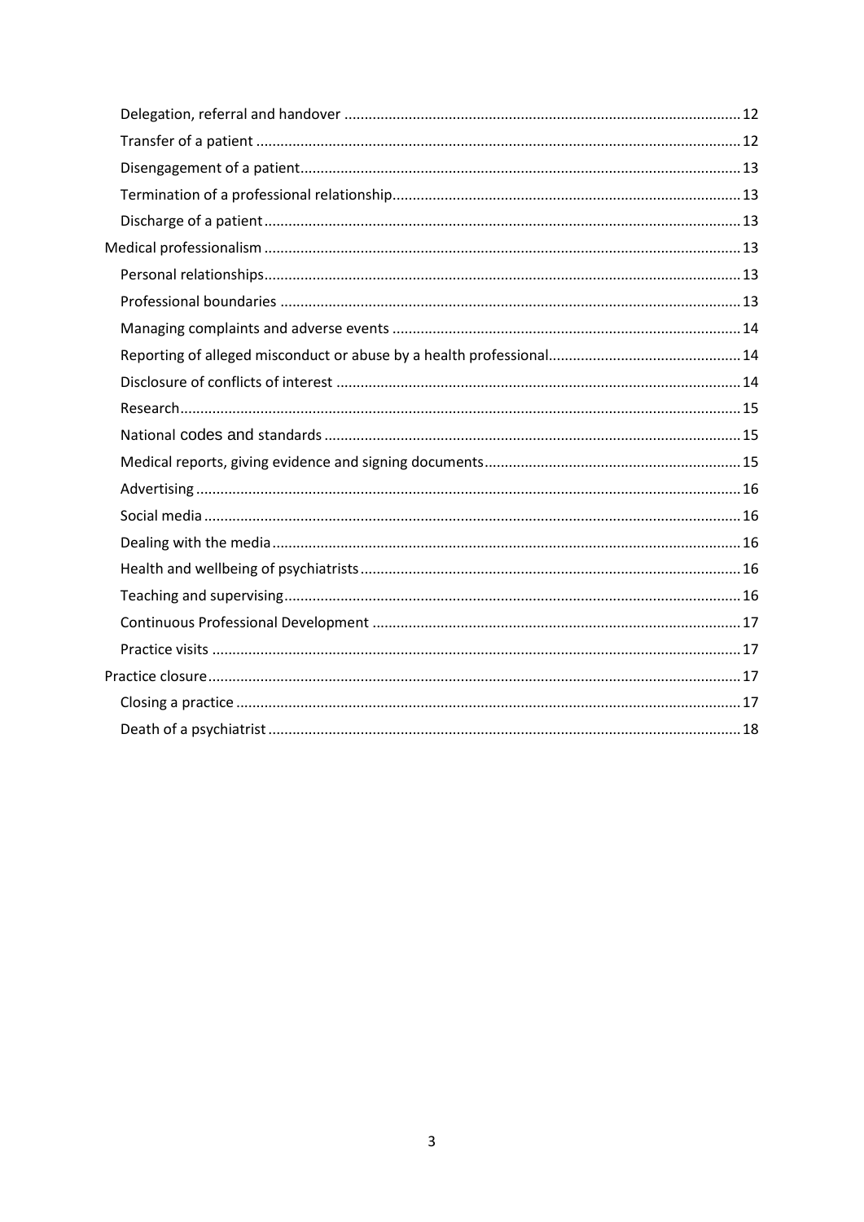- Delegation, referral and handover ..... 12
- Transfer of a patient ..... 12
- Disengagement of a patient ..... 13
- Termination of a professional relationship ..... 13
- Discharge of a patient ..... 13

Medical professionalism ..... 13

- Personal relationships ..... 13
- Professional boundaries ..... 13
- Managing complaints and adverse events ..... 14
- Reporting of alleged misconduct or abuse by a health professional ..... 14
- Disclosure of conflicts of interest ..... 14
- Research ..... 15
- National codes and standards ..... 15
- Medical reports, giving evidence and signing documents ..... 15
- Advertising ..... 16
- Social media ..... 16
- Dealing with the media ..... 16
- Health and wellbeing of psychiatrists ..... 16
- Teaching and supervising ..... 16
- Continuous Professional Development ..... 17
- Practice visits ..... 17

Practice closure ..... 17

- Closing a practice ..... 17
- Death of a psychiatrist ..... 18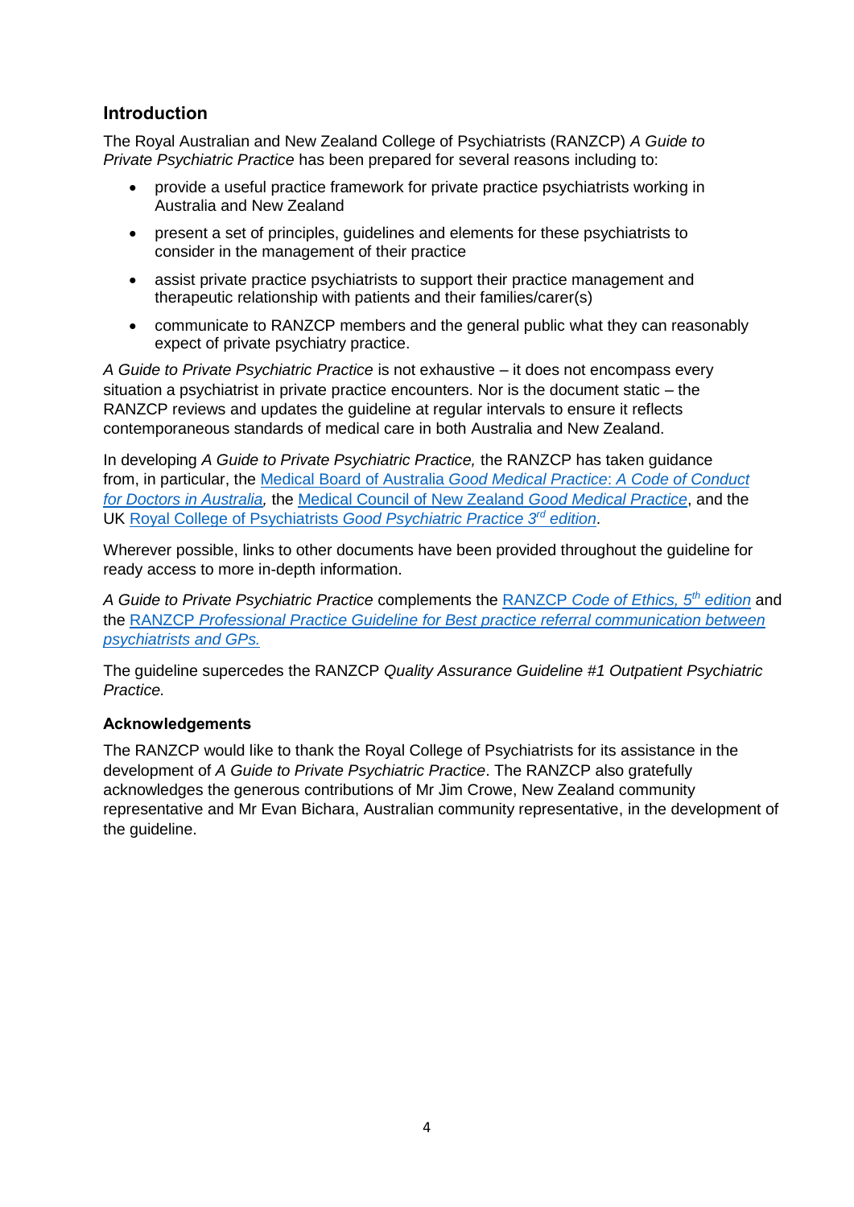## Introduction

The Royal Australian and New Zealand College of Psychiatrists (RANZCP) *A Guide to Private Psychiatric Practice* has been prepared for several reasons including to:

- provide a useful practice framework for private practice psychiatrists working in Australia and New Zealand
- present a set of principles, guidelines and elements for these psychiatrists to consider in the management of their practice
- assist private practice psychiatrists to support their practice management and therapeutic relationship with patients and their families/carer(s)
- communicate to RANZCP members and the general public what they can reasonably expect of private psychiatry practice.

*A Guide to Private Psychiatric Practice* is not exhaustive – it does not encompass every situation a psychiatrist in private practice encounters. Nor is the document static – the RANZCP reviews and updates the guideline at regular intervals to ensure it reflects contemporaneous standards of medical care in both Australia and New Zealand.

In developing *A Guide to Private Psychiatric Practice,* the RANZCP has taken guidance from, in particular, the Medical Board of Australia *Good Medical Practice: A Code of Conduct for Doctors in Australia,* the Medical Council of New Zealand *Good Medical Practice*, and the UK Royal College of Psychiatrists *Good Psychiatric Practice 3rd edition*.

Wherever possible, links to other documents have been provided throughout the guideline for ready access to more in-depth information.

*A Guide to Private Psychiatric Practice* complements the RANZCP *Code of Ethics, 5th edition* and the RANZCP *Professional Practice Guideline for Best practice referral communication between psychiatrists and GPs.*

The guideline supercedes the RANZCP *Quality Assurance Guideline #1 Outpatient Psychiatric Practice.*

### Acknowledgements

The RANZCP would like to thank the Royal College of Psychiatrists for its assistance in the development of *A Guide to Private Psychiatric Practice*. The RANZCP also gratefully acknowledges the generous contributions of Mr Jim Crowe, New Zealand community representative and Mr Evan Bichara, Australian community representative, in the development of the guideline.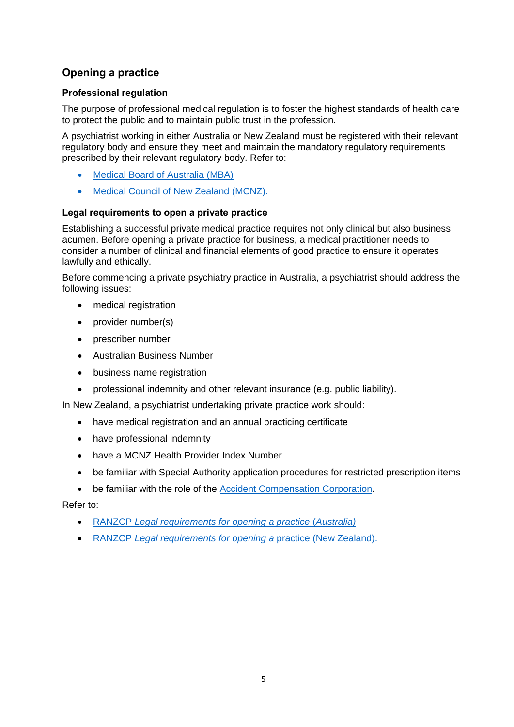## Opening a practice

### Professional regulation

The purpose of professional medical regulation is to foster the highest standards of health care to protect the public and to maintain public trust in the profession.

A psychiatrist working in either Australia or New Zealand must be registered with their relevant regulatory body and ensure they meet and maintain the mandatory regulatory requirements prescribed by their relevant regulatory body. Refer to:

- Medical Board of Australia (MBA)
- Medical Council of New Zealand (MCNZ).

### Legal requirements to open a private practice

Establishing a successful private medical practice requires not only clinical but also business acumen. Before opening a private practice for business, a medical practitioner needs to consider a number of clinical and financial elements of good practice to ensure it operates lawfully and ethically.

Before commencing a private psychiatry practice in Australia, a psychiatrist should address the following issues:

- medical registration
- provider number(s)
- prescriber number
- Australian Business Number
- business name registration
- professional indemnity and other relevant insurance (e.g. public liability).

In New Zealand, a psychiatrist undertaking private practice work should:

- have medical registration and an annual practicing certificate
- have professional indemnity
- have a MCNZ Health Provider Index Number
- be familiar with Special Authority application procedures for restricted prescription items
- be familiar with the role of the Accident Compensation Corporation.

Refer to:

- RANZCP *Legal requirements for opening a practice (Australia)*
- RANZCP *Legal requirements for opening a* practice (New Zealand).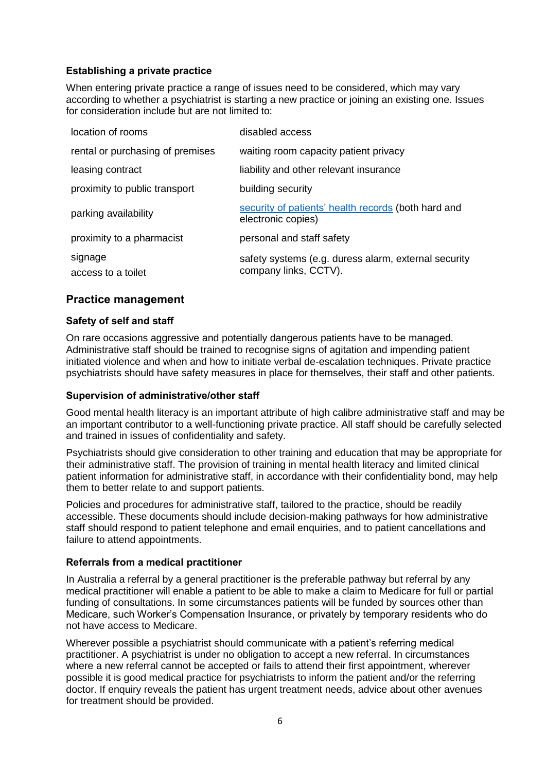### Establishing a private practice

When entering private practice a range of issues need to be considered, which may vary according to whether a psychiatrist is starting a new practice or joining an existing one. Issues for consideration include but are not limited to:

| | |
|---|---|
| location of rooms | disabled access |
| rental or purchasing of premises | waiting room capacity patient privacy |
| leasing contract | liability and other relevant insurance |
| proximity to public transport | building security |
| parking availability | security of patients' health records (both hard and electronic copies) |
| proximity to a pharmacist | personal and staff safety |
| signage<br>access to a toilet | safety systems (e.g. duress alarm, external security company links, CCTV). |

## Practice management

### Safety of self and staff

On rare occasions aggressive and potentially dangerous patients have to be managed. Administrative staff should be trained to recognise signs of agitation and impending patient initiated violence and when and how to initiate verbal de-escalation techniques. Private practice psychiatrists should have safety measures in place for themselves, their staff and other patients.

### Supervision of administrative/other staff

Good mental health literacy is an important attribute of high calibre administrative staff and may be an important contributor to a well-functioning private practice. All staff should be carefully selected and trained in issues of confidentiality and safety.

Psychiatrists should give consideration to other training and education that may be appropriate for their administrative staff. The provision of training in mental health literacy and limited clinical patient information for administrative staff, in accordance with their confidentiality bond, may help them to better relate to and support patients.

Policies and procedures for administrative staff, tailored to the practice, should be readily accessible. These documents should include decision-making pathways for how administrative staff should respond to patient telephone and email enquiries, and to patient cancellations and failure to attend appointments.

### Referrals from a medical practitioner

In Australia a referral by a general practitioner is the preferable pathway but referral by any medical practitioner will enable a patient to be able to make a claim to Medicare for full or partial funding of consultations. In some circumstances patients will be funded by sources other than Medicare, such Worker's Compensation Insurance, or privately by temporary residents who do not have access to Medicare.

Wherever possible a psychiatrist should communicate with a patient's referring medical practitioner. A psychiatrist is under no obligation to accept a new referral. In circumstances where a new referral cannot be accepted or fails to attend their first appointment, wherever possible it is good medical practice for psychiatrists to inform the patient and/or the referring doctor. If enquiry reveals the patient has urgent treatment needs, advice about other avenues for treatment should be provided.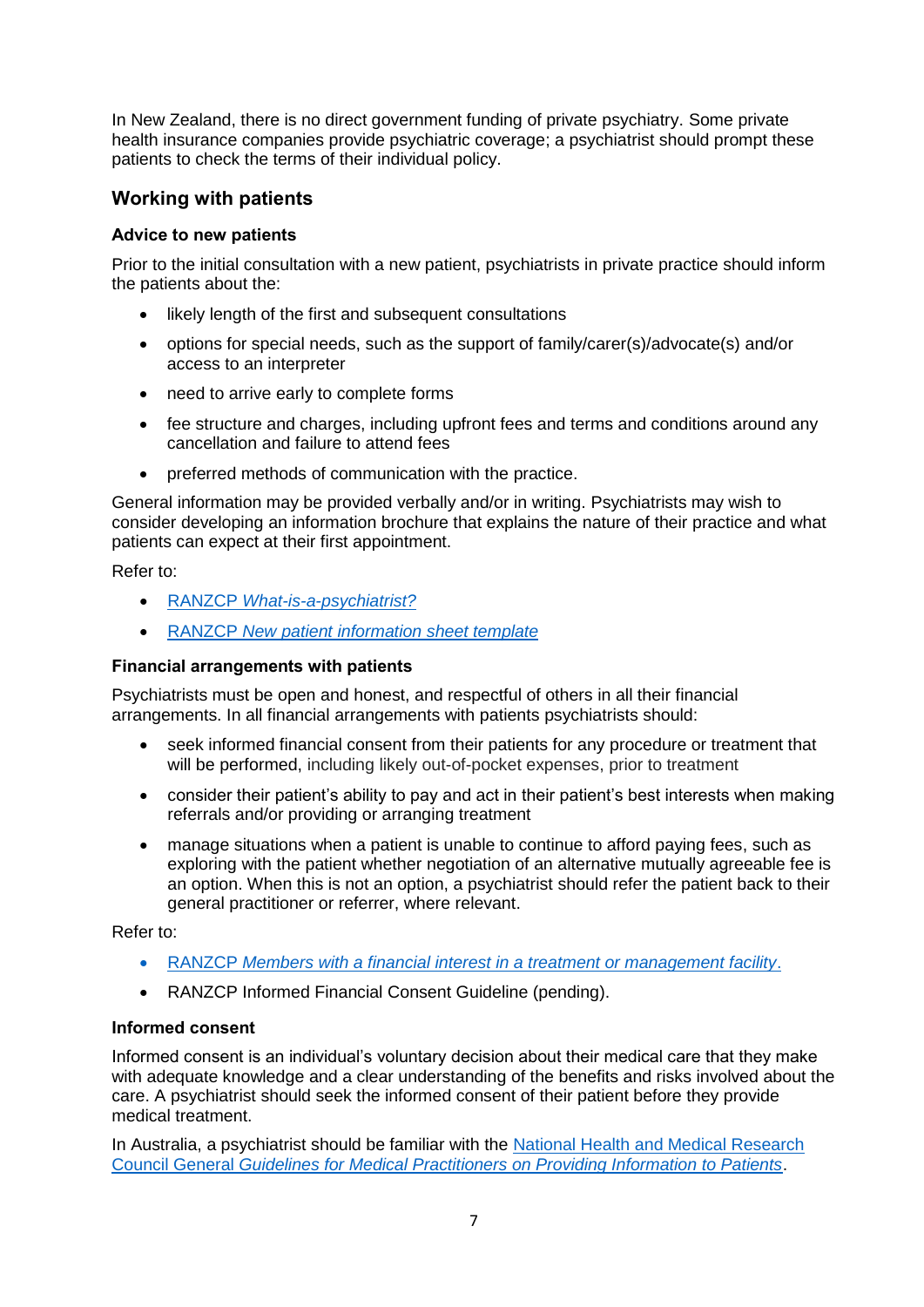In New Zealand, there is no direct government funding of private psychiatry. Some private health insurance companies provide psychiatric coverage; a psychiatrist should prompt these patients to check the terms of their individual policy.

## Working with patients

### Advice to new patients

Prior to the initial consultation with a new patient, psychiatrists in private practice should inform the patients about the:

- likely length of the first and subsequent consultations
- options for special needs, such as the support of family/carer(s)/advocate(s) and/or access to an interpreter
- need to arrive early to complete forms
- fee structure and charges, including upfront fees and terms and conditions around any cancellation and failure to attend fees
- preferred methods of communication with the practice.

General information may be provided verbally and/or in writing. Psychiatrists may wish to consider developing an information brochure that explains the nature of their practice and what patients can expect at their first appointment.

Refer to:

- RANZCP *What-is-a-psychiatrist?*
- RANZCP *New patient information sheet template*

### Financial arrangements with patients

Psychiatrists must be open and honest, and respectful of others in all their financial arrangements. In all financial arrangements with patients psychiatrists should:

- seek informed financial consent from their patients for any procedure or treatment that will be performed, including likely out-of-pocket expenses, prior to treatment
- consider their patient's ability to pay and act in their patient's best interests when making referrals and/or providing or arranging treatment
- manage situations when a patient is unable to continue to afford paying fees, such as exploring with the patient whether negotiation of an alternative mutually agreeable fee is an option. When this is not an option, a psychiatrist should refer the patient back to their general practitioner or referrer, where relevant.

Refer to:

- RANZCP *Members with a financial interest in a treatment or management facility*.
- RANZCP Informed Financial Consent Guideline (pending).

### Informed consent

Informed consent is an individual's voluntary decision about their medical care that they make with adequate knowledge and a clear understanding of the benefits and risks involved about the care. A psychiatrist should seek the informed consent of their patient before they provide medical treatment.

In Australia, a psychiatrist should be familiar with the National Health and Medical Research Council General *Guidelines for Medical Practitioners on Providing Information to Patients*.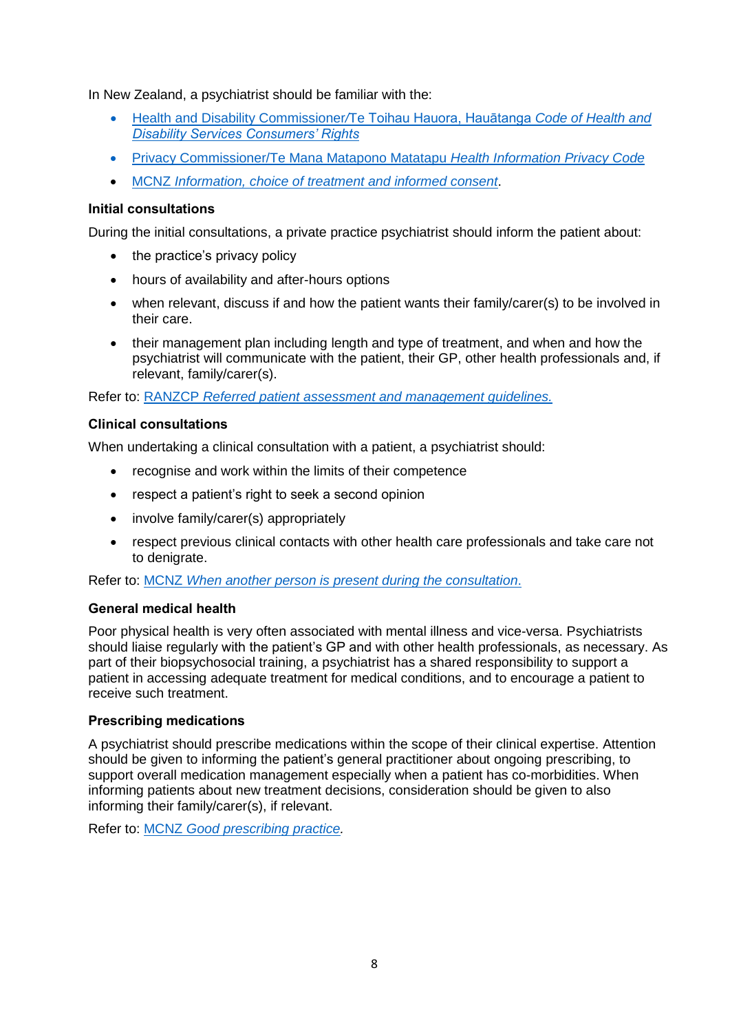In New Zealand, a psychiatrist should be familiar with the:

- Health and Disability Commissioner/Te Toihau Hauora, Hauātanga *Code of Health and Disability Services Consumers' Rights*
- Privacy Commissioner/Te Mana Matapono Matatapu *Health Information Privacy Code*
- MCNZ *Information, choice of treatment and informed consent*.

**Initial consultations**

During the initial consultations, a private practice psychiatrist should inform the patient about:

- the practice's privacy policy
- hours of availability and after-hours options
- when relevant, discuss if and how the patient wants their family/carer(s) to be involved in their care.
- their management plan including length and type of treatment, and when and how the psychiatrist will communicate with the patient, their GP, other health professionals and, if relevant, family/carer(s).

Refer to: RANZCP *Referred patient assessment and management guidelines.*

**Clinical consultations**

When undertaking a clinical consultation with a patient, a psychiatrist should:

- recognise and work within the limits of their competence
- respect a patient's right to seek a second opinion
- involve family/carer(s) appropriately
- respect previous clinical contacts with other health care professionals and take care not to denigrate.

Refer to: MCNZ *When another person is present during the consultation*.

**General medical health**

Poor physical health is very often associated with mental illness and vice-versa. Psychiatrists should liaise regularly with the patient's GP and with other health professionals, as necessary. As part of their biopsychosocial training, a psychiatrist has a shared responsibility to support a patient in accessing adequate treatment for medical conditions, and to encourage a patient to receive such treatment.

**Prescribing medications**

A psychiatrist should prescribe medications within the scope of their clinical expertise. Attention should be given to informing the patient's general practitioner about ongoing prescribing, to support overall medication management especially when a patient has co-morbidities. When informing patients about new treatment decisions, consideration should be given to also informing their family/carer(s), if relevant.

Refer to: MCNZ *Good prescribing practice.*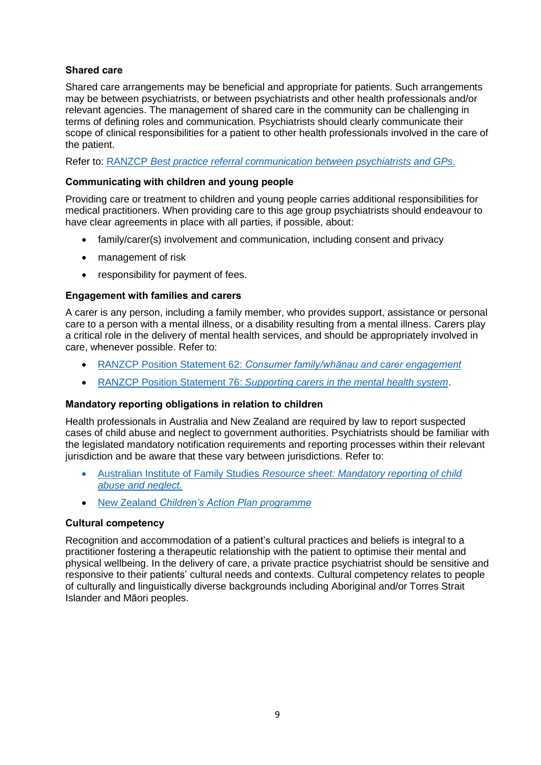### Shared care

Shared care arrangements may be beneficial and appropriate for patients. Such arrangements may be between psychiatrists, or between psychiatrists and other health professionals and/or relevant agencies. The management of shared care in the community can be challenging in terms of defining roles and communication. Psychiatrists should clearly communicate their scope of clinical responsibilities for a patient to other health professionals involved in the care of the patient.

Refer to: RANZCP *Best practice referral communication between psychiatrists and GPs.*

### Communicating with children and young people

Providing care or treatment to children and young people carries additional responsibilities for medical practitioners. When providing care to this age group psychiatrists should endeavour to have clear agreements in place with all parties, if possible, about:

- family/carer(s) involvement and communication, including consent and privacy
- management of risk
- responsibility for payment of fees.

### Engagement with families and carers

A carer is any person, including a family member, who provides support, assistance or personal care to a person with a mental illness, or a disability resulting from a mental illness. Carers play a critical role in the delivery of mental health services, and should be appropriately involved in care, whenever possible. Refer to:

- RANZCP Position Statement 62: *Consumer family/whānau and carer engagement*
- RANZCP Position Statement 76: *Supporting carers in the mental health system*.

### Mandatory reporting obligations in relation to children

Health professionals in Australia and New Zealand are required by law to report suspected cases of child abuse and neglect to government authorities. Psychiatrists should be familiar with the legislated mandatory notification requirements and reporting processes within their relevant jurisdiction and be aware that these vary between jurisdictions. Refer to:

- Australian Institute of Family Studies *Resource sheet: Mandatory reporting of child abuse and neglect.*
- New Zealand *Children's Action Plan programme*

### Cultural competency

Recognition and accommodation of a patient's cultural practices and beliefs is integral to a practitioner fostering a therapeutic relationship with the patient to optimise their mental and physical wellbeing. In the delivery of care, a private practice psychiatrist should be sensitive and responsive to their patients' cultural needs and contexts. Cultural competency relates to people of culturally and linguistically diverse backgrounds including Aboriginal and/or Torres Strait Islander and Māori peoples.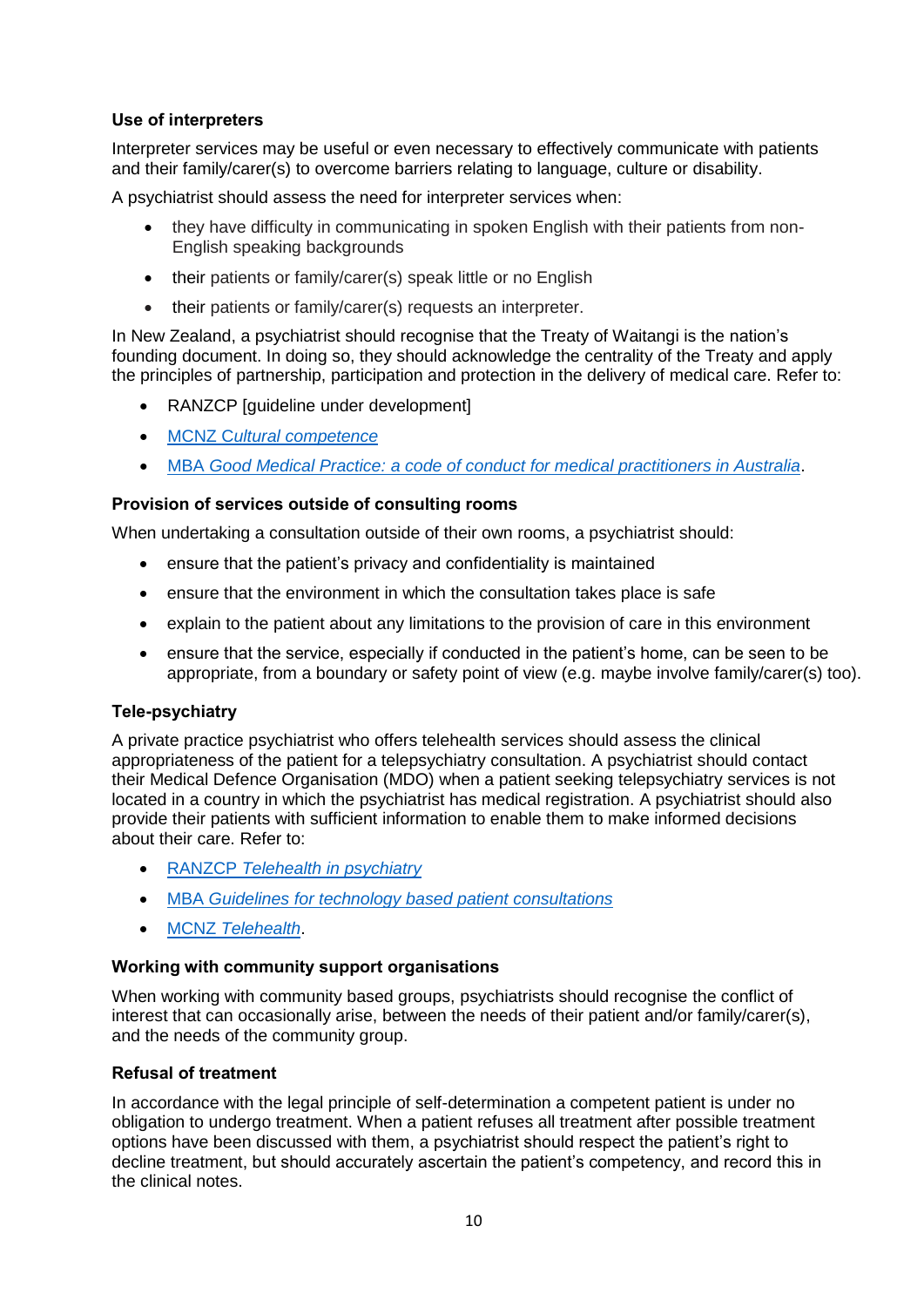**Use of interpreters**

Interpreter services may be useful or even necessary to effectively communicate with patients and their family/carer(s) to overcome barriers relating to language, culture or disability.

A psychiatrist should assess the need for interpreter services when:

- they have difficulty in communicating in spoken English with their patients from non-English speaking backgrounds
- their patients or family/carer(s) speak little or no English
- their patients or family/carer(s) requests an interpreter.

In New Zealand, a psychiatrist should recognise that the Treaty of Waitangi is the nation's founding document. In doing so, they should acknowledge the centrality of the Treaty and apply the principles of partnership, participation and protection in the delivery of medical care. Refer to:

- RANZCP [guideline under development]
- MCNZ *Cultural competence*
- MBA *Good Medical Practice: a code of conduct for medical practitioners in Australia*.

**Provision of services outside of consulting rooms**

When undertaking a consultation outside of their own rooms, a psychiatrist should:

- ensure that the patient's privacy and confidentiality is maintained
- ensure that the environment in which the consultation takes place is safe
- explain to the patient about any limitations to the provision of care in this environment
- ensure that the service, especially if conducted in the patient's home, can be seen to be appropriate, from a boundary or safety point of view (e.g. maybe involve family/carer(s) too).

**Tele-psychiatry**

A private practice psychiatrist who offers telehealth services should assess the clinical appropriateness of the patient for a telepsychiatry consultation. A psychiatrist should contact their Medical Defence Organisation (MDO) when a patient seeking telepsychiatry services is not located in a country in which the psychiatrist has medical registration. A psychiatrist should also provide their patients with sufficient information to enable them to make informed decisions about their care. Refer to:

- RANZCP *Telehealth in psychiatry*
- MBA *Guidelines for technology based patient consultations*
- MCNZ *Telehealth*.

**Working with community support organisations**

When working with community based groups, psychiatrists should recognise the conflict of interest that can occasionally arise, between the needs of their patient and/or family/carer(s), and the needs of the community group.

**Refusal of treatment**

In accordance with the legal principle of self-determination a competent patient is under no obligation to undergo treatment. When a patient refuses all treatment after possible treatment options have been discussed with them, a psychiatrist should respect the patient's right to decline treatment, but should accurately ascertain the patient's competency, and record this in the clinical notes.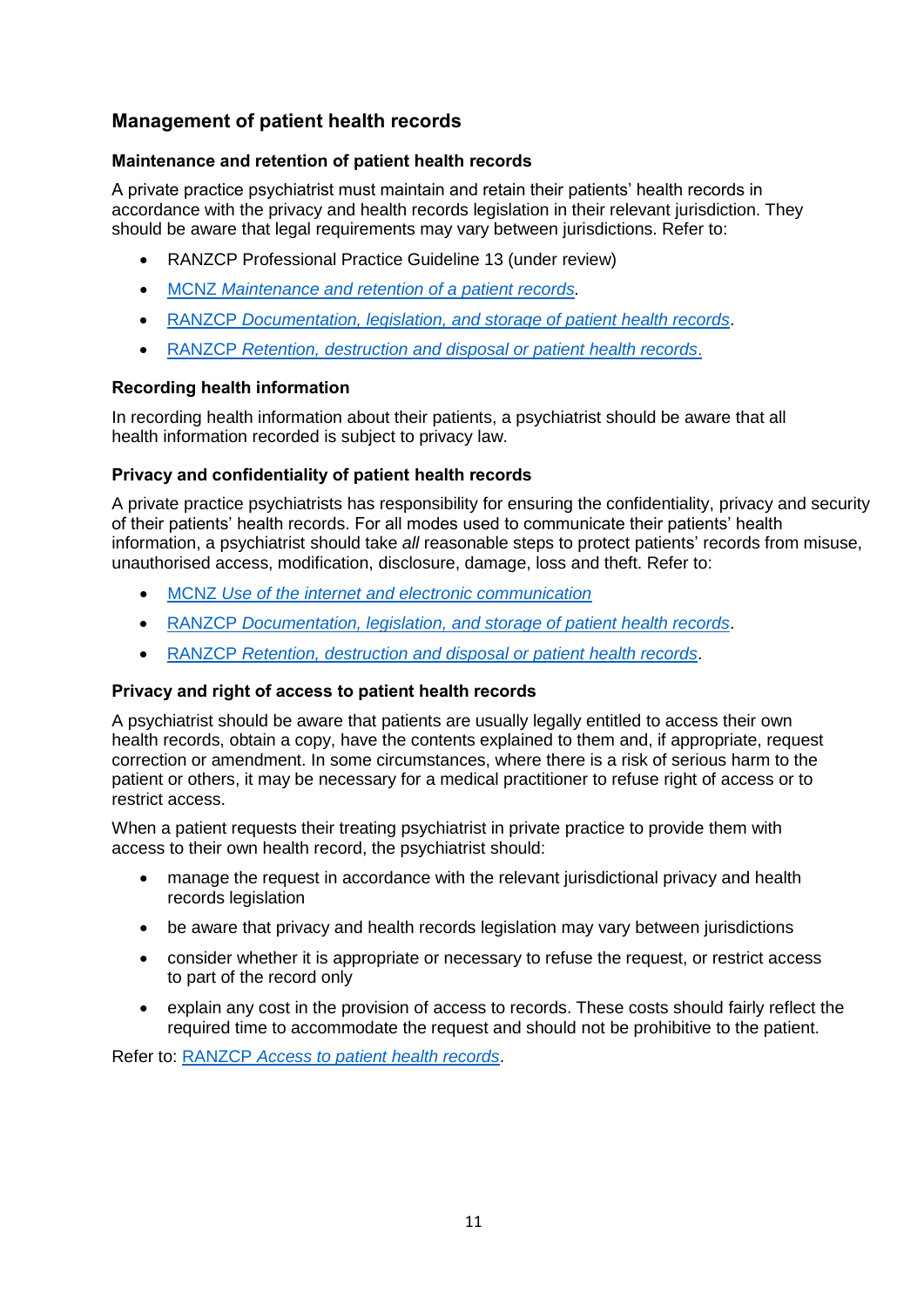## Management of patient health records

### Maintenance and retention of patient health records

A private practice psychiatrist must maintain and retain their patients' health records in accordance with the privacy and health records legislation in their relevant jurisdiction. They should be aware that legal requirements may vary between jurisdictions. Refer to:

- RANZCP Professional Practice Guideline 13 (under review)
- MCNZ *Maintenance and retention of a patient records*.
- RANZCP *Documentation, legislation, and storage of patient health records*.
- RANZCP *Retention, destruction and disposal or patient health records*.

### Recording health information

In recording health information about their patients, a psychiatrist should be aware that all health information recorded is subject to privacy law.

### Privacy and confidentiality of patient health records

A private practice psychiatrists has responsibility for ensuring the confidentiality, privacy and security of their patients' health records. For all modes used to communicate their patients' health information, a psychiatrist should take *all* reasonable steps to protect patients' records from misuse, unauthorised access, modification, disclosure, damage, loss and theft. Refer to:

- MCNZ *Use of the internet and electronic communication*
- RANZCP *Documentation, legislation, and storage of patient health records*.
- RANZCP *Retention, destruction and disposal or patient health records*.

### Privacy and right of access to patient health records

A psychiatrist should be aware that patients are usually legally entitled to access their own health records, obtain a copy, have the contents explained to them and, if appropriate, request correction or amendment. In some circumstances, where there is a risk of serious harm to the patient or others, it may be necessary for a medical practitioner to refuse right of access or to restrict access.

When a patient requests their treating psychiatrist in private practice to provide them with access to their own health record, the psychiatrist should:

- manage the request in accordance with the relevant jurisdictional privacy and health records legislation
- be aware that privacy and health records legislation may vary between jurisdictions
- consider whether it is appropriate or necessary to refuse the request, or restrict access to part of the record only
- explain any cost in the provision of access to records. These costs should fairly reflect the required time to accommodate the request and should not be prohibitive to the patient.

Refer to: RANZCP *Access to patient health records*.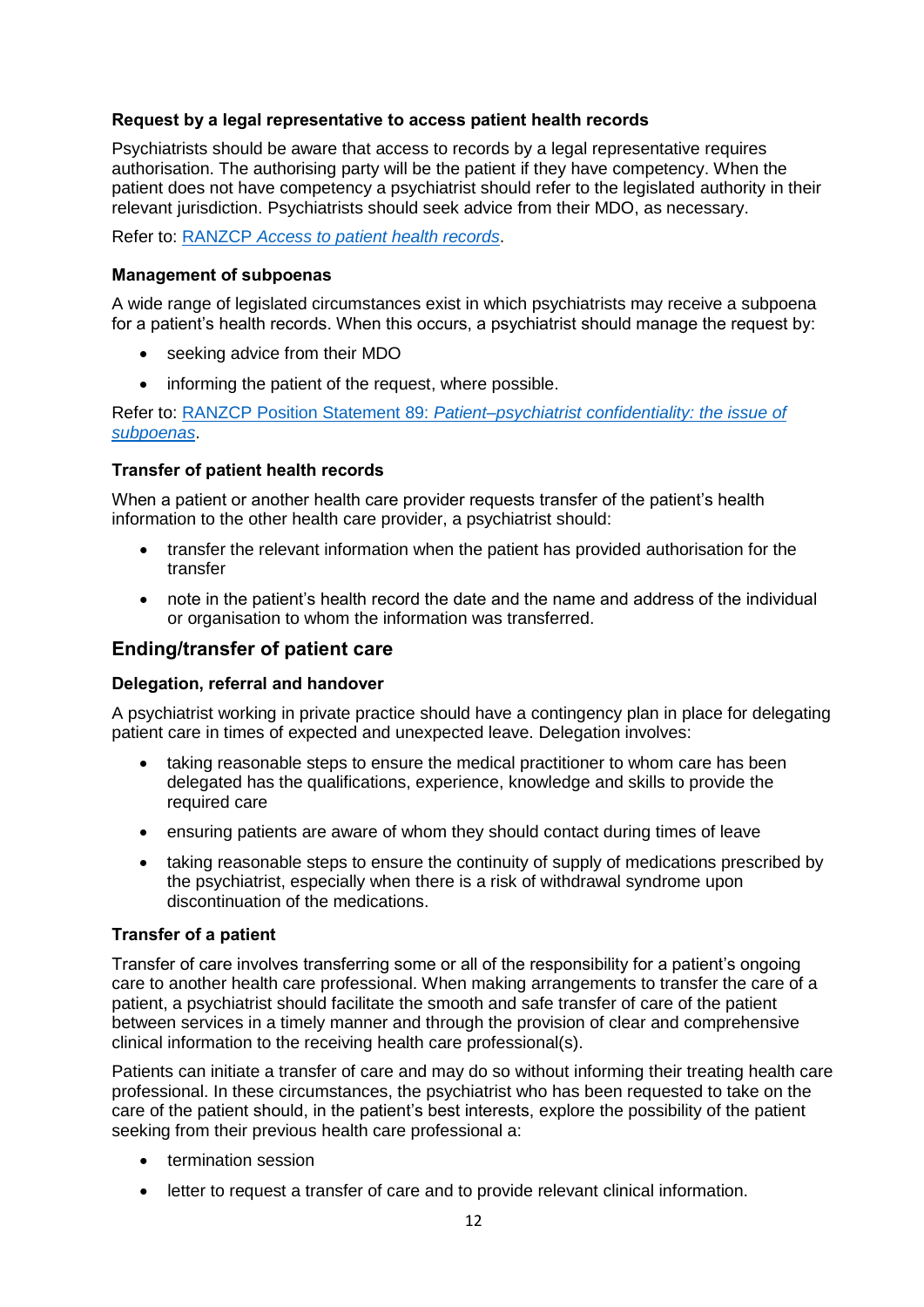#### Request by a legal representative to access patient health records

Psychiatrists should be aware that access to records by a legal representative requires authorisation. The authorising party will be the patient if they have competency. When the patient does not have competency a psychiatrist should refer to the legislated authority in their relevant jurisdiction. Psychiatrists should seek advice from their MDO, as necessary.

Refer to: RANZCP *Access to patient health records*.

#### Management of subpoenas

A wide range of legislated circumstances exist in which psychiatrists may receive a subpoena for a patient's health records. When this occurs, a psychiatrist should manage the request by:

- seeking advice from their MDO
- informing the patient of the request, where possible.

Refer to: RANZCP Position Statement 89: *Patient–psychiatrist confidentiality: the issue of subpoenas*.

#### Transfer of patient health records

When a patient or another health care provider requests transfer of the patient's health information to the other health care provider, a psychiatrist should:

- transfer the relevant information when the patient has provided authorisation for the transfer
- note in the patient's health record the date and the name and address of the individual or organisation to whom the information was transferred.

### Ending/transfer of patient care

#### Delegation, referral and handover

A psychiatrist working in private practice should have a contingency plan in place for delegating patient care in times of expected and unexpected leave. Delegation involves:

- taking reasonable steps to ensure the medical practitioner to whom care has been delegated has the qualifications, experience, knowledge and skills to provide the required care
- ensuring patients are aware of whom they should contact during times of leave
- taking reasonable steps to ensure the continuity of supply of medications prescribed by the psychiatrist, especially when there is a risk of withdrawal syndrome upon discontinuation of the medications.

#### Transfer of a patient

Transfer of care involves transferring some or all of the responsibility for a patient's ongoing care to another health care professional. When making arrangements to transfer the care of a patient, a psychiatrist should facilitate the smooth and safe transfer of care of the patient between services in a timely manner and through the provision of clear and comprehensive clinical information to the receiving health care professional(s).

Patients can initiate a transfer of care and may do so without informing their treating health care professional. In these circumstances, the psychiatrist who has been requested to take on the care of the patient should, in the patient's best interests, explore the possibility of the patient seeking from their previous health care professional a:

- termination session
- letter to request a transfer of care and to provide relevant clinical information.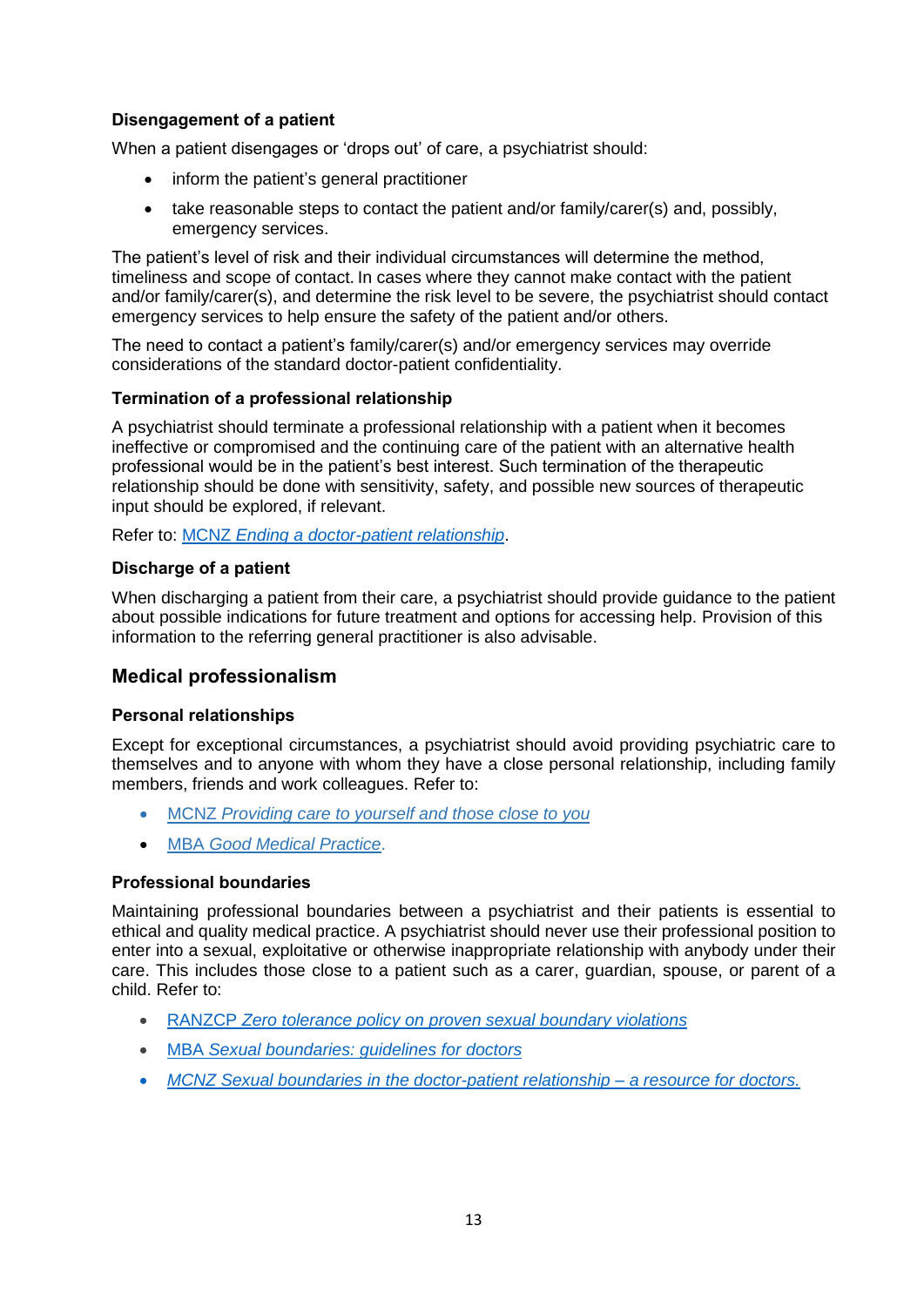### Disengagement of a patient

When a patient disengages or 'drops out' of care, a psychiatrist should:

- inform the patient's general practitioner
- take reasonable steps to contact the patient and/or family/carer(s) and, possibly, emergency services.

The patient's level of risk and their individual circumstances will determine the method, timeliness and scope of contact. In cases where they cannot make contact with the patient and/or family/carer(s), and determine the risk level to be severe, the psychiatrist should contact emergency services to help ensure the safety of the patient and/or others.

The need to contact a patient's family/carer(s) and/or emergency services may override considerations of the standard doctor-patient confidentiality.

### Termination of a professional relationship

A psychiatrist should terminate a professional relationship with a patient when it becomes ineffective or compromised and the continuing care of the patient with an alternative health professional would be in the patient's best interest. Such termination of the therapeutic relationship should be done with sensitivity, safety, and possible new sources of therapeutic input should be explored, if relevant.

Refer to: MCNZ *Ending a doctor-patient relationship*.

### Discharge of a patient

When discharging a patient from their care, a psychiatrist should provide guidance to the patient about possible indications for future treatment and options for accessing help. Provision of this information to the referring general practitioner is also advisable.

## Medical professionalism

### Personal relationships

Except for exceptional circumstances, a psychiatrist should avoid providing psychiatric care to themselves and to anyone with whom they have a close personal relationship, including family members, friends and work colleagues. Refer to:

- MCNZ *Providing care to yourself and those close to you*
- MBA *Good Medical Practice*.

### Professional boundaries

Maintaining professional boundaries between a psychiatrist and their patients is essential to ethical and quality medical practice. A psychiatrist should never use their professional position to enter into a sexual, exploitative or otherwise inappropriate relationship with anybody under their care. This includes those close to a patient such as a carer, guardian, spouse, or parent of a child. Refer to:

- RANZCP *Zero tolerance policy on proven sexual boundary violations*
- MBA *Sexual boundaries: guidelines for doctors*
- *MCNZ Sexual boundaries in the doctor-patient relationship – a resource for doctors.*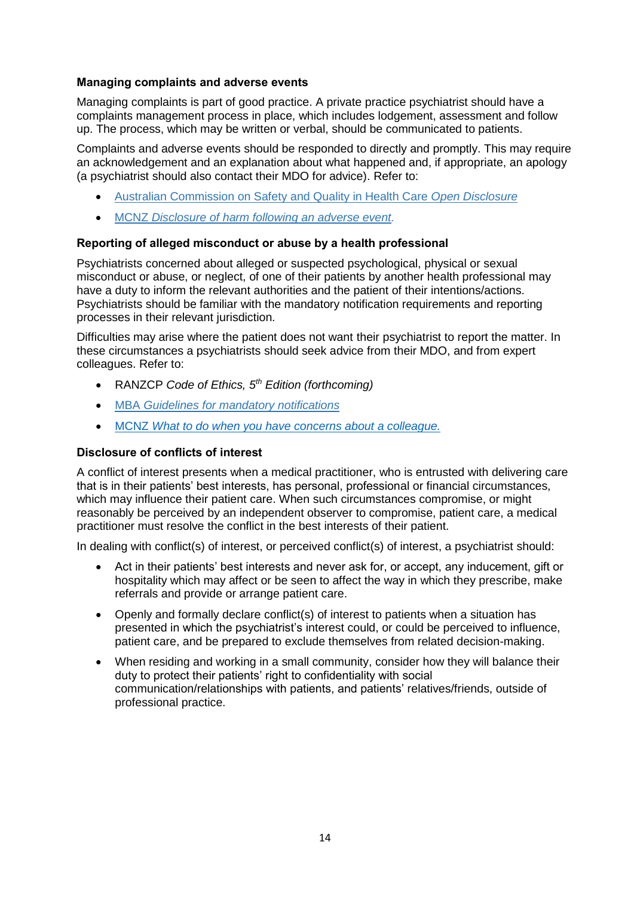### Managing complaints and adverse events

Managing complaints is part of good practice. A private practice psychiatrist should have a complaints management process in place, which includes lodgement, assessment and follow up. The process, which may be written or verbal, should be communicated to patients.

Complaints and adverse events should be responded to directly and promptly. This may require an acknowledgement and an explanation about what happened and, if appropriate, an apology (a psychiatrist should also contact their MDO for advice). Refer to:

- Australian Commission on Safety and Quality in Health Care *Open Disclosure*
- MCNZ *Disclosure of harm following an adverse event.*

### Reporting of alleged misconduct or abuse by a health professional

Psychiatrists concerned about alleged or suspected psychological, physical or sexual misconduct or abuse, or neglect, of one of their patients by another health professional may have a duty to inform the relevant authorities and the patient of their intentions/actions. Psychiatrists should be familiar with the mandatory notification requirements and reporting processes in their relevant jurisdiction.

Difficulties may arise where the patient does not want their psychiatrist to report the matter. In these circumstances a psychiatrists should seek advice from their MDO, and from expert colleagues. Refer to:

- RANZCP *Code of Ethics, 5th Edition (forthcoming)*
- MBA *Guidelines for mandatory notifications*
- MCNZ *What to do when you have concerns about a colleague.*

### Disclosure of conflicts of interest

A conflict of interest presents when a medical practitioner, who is entrusted with delivering care that is in their patients' best interests, has personal, professional or financial circumstances, which may influence their patient care. When such circumstances compromise, or might reasonably be perceived by an independent observer to compromise, patient care, a medical practitioner must resolve the conflict in the best interests of their patient.

In dealing with conflict(s) of interest, or perceived conflict(s) of interest, a psychiatrist should:

- Act in their patients' best interests and never ask for, or accept, any inducement, gift or hospitality which may affect or be seen to affect the way in which they prescribe, make referrals and provide or arrange patient care.
- Openly and formally declare conflict(s) of interest to patients when a situation has presented in which the psychiatrist's interest could, or could be perceived to influence, patient care, and be prepared to exclude themselves from related decision-making.
- When residing and working in a small community, consider how they will balance their duty to protect their patients' right to confidentiality with social communication/relationships with patients, and patients' relatives/friends, outside of professional practice.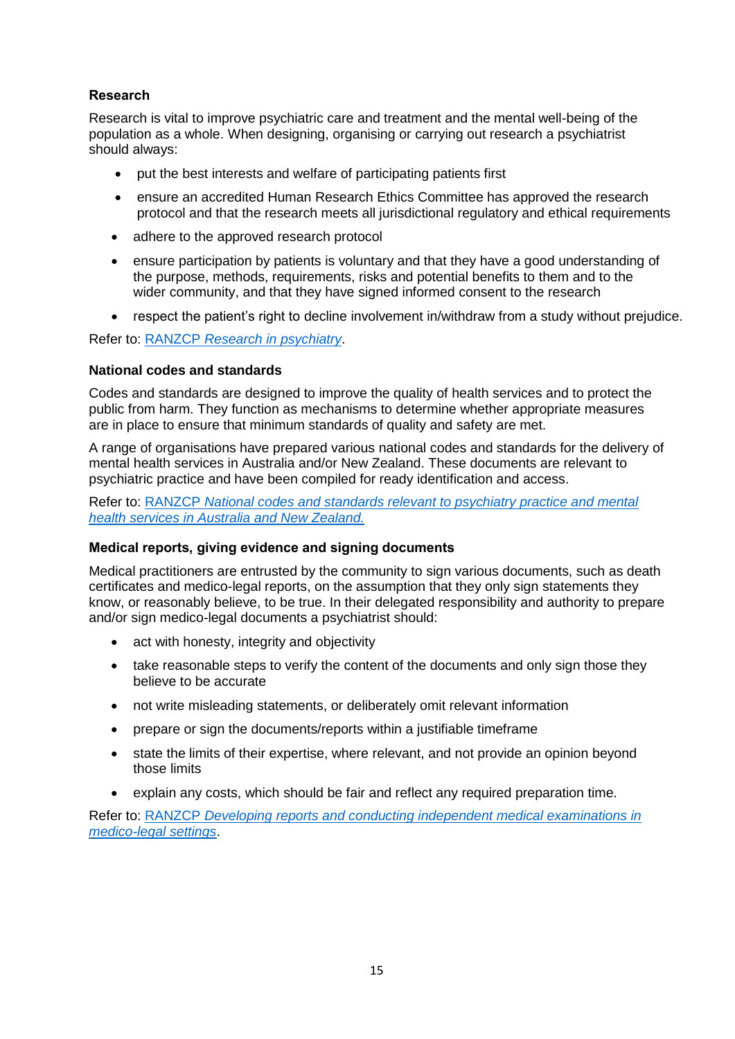### Research

Research is vital to improve psychiatric care and treatment and the mental well-being of the population as a whole. When designing, organising or carrying out research a psychiatrist should always:

- put the best interests and welfare of participating patients first
- ensure an accredited Human Research Ethics Committee has approved the research protocol and that the research meets all jurisdictional regulatory and ethical requirements
- adhere to the approved research protocol
- ensure participation by patients is voluntary and that they have a good understanding of the purpose, methods, requirements, risks and potential benefits to them and to the wider community, and that they have signed informed consent to the research
- respect the patient's right to decline involvement in/withdraw from a study without prejudice.

Refer to: RANZCP *Research in psychiatry*.

### National codes and standards

Codes and standards are designed to improve the quality of health services and to protect the public from harm. They function as mechanisms to determine whether appropriate measures are in place to ensure that minimum standards of quality and safety are met.

A range of organisations have prepared various national codes and standards for the delivery of mental health services in Australia and/or New Zealand. These documents are relevant to psychiatric practice and have been compiled for ready identification and access.

Refer to: RANZCP *National codes and standards relevant to psychiatry practice and mental health services in Australia and New Zealand.*

### Medical reports, giving evidence and signing documents

Medical practitioners are entrusted by the community to sign various documents, such as death certificates and medico-legal reports, on the assumption that they only sign statements they know, or reasonably believe, to be true. In their delegated responsibility and authority to prepare and/or sign medico-legal documents a psychiatrist should:

- act with honesty, integrity and objectivity
- take reasonable steps to verify the content of the documents and only sign those they believe to be accurate
- not write misleading statements, or deliberately omit relevant information
- prepare or sign the documents/reports within a justifiable timeframe
- state the limits of their expertise, where relevant, and not provide an opinion beyond those limits
- explain any costs, which should be fair and reflect any required preparation time.

Refer to: RANZCP *Developing reports and conducting independent medical examinations in medico-legal settings*.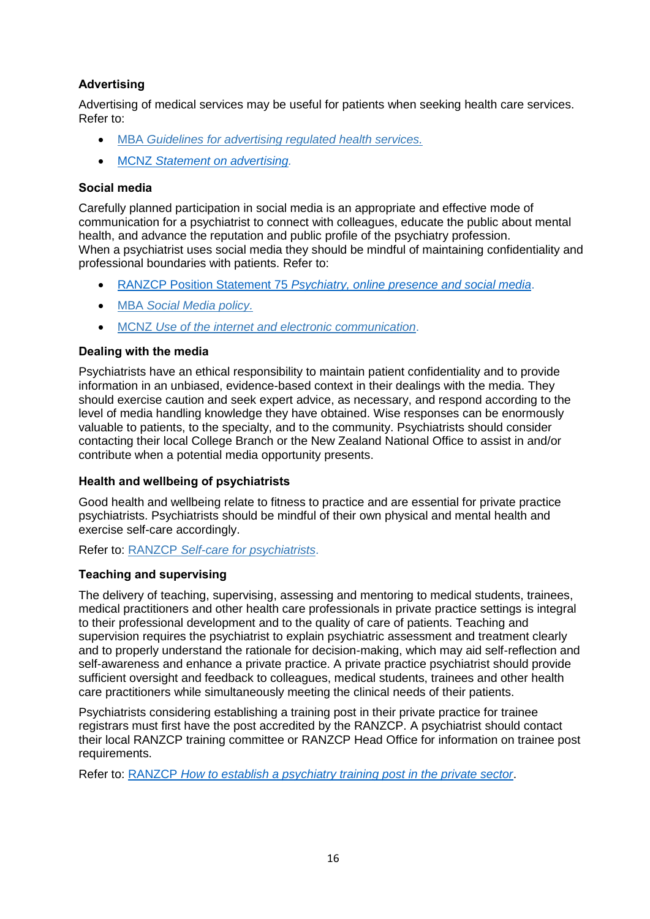### Advertising

Advertising of medical services may be useful for patients when seeking health care services. Refer to:

- MBA *Guidelines for advertising regulated health services.*
- MCNZ *Statement on advertising*.

### Social media

Carefully planned participation in social media is an appropriate and effective mode of communication for a psychiatrist to connect with colleagues, educate the public about mental health, and advance the reputation and public profile of the psychiatry profession.
When a psychiatrist uses social media they should be mindful of maintaining confidentiality and professional boundaries with patients. Refer to:

- RANZCP Position Statement 75 *Psychiatry, online presence and social media*.
- MBA *Social Media policy.*
- MCNZ *Use of the internet and electronic communication*.

### Dealing with the media

Psychiatrists have an ethical responsibility to maintain patient confidentiality and to provide information in an unbiased, evidence-based context in their dealings with the media. They should exercise caution and seek expert advice, as necessary, and respond according to the level of media handling knowledge they have obtained. Wise responses can be enormously valuable to patients, to the specialty, and to the community. Psychiatrists should consider contacting their local College Branch or the New Zealand National Office to assist in and/or contribute when a potential media opportunity presents.

### Health and wellbeing of psychiatrists

Good health and wellbeing relate to fitness to practice and are essential for private practice psychiatrists. Psychiatrists should be mindful of their own physical and mental health and exercise self-care accordingly.

Refer to: RANZCP *Self-care for psychiatrists*.

### Teaching and supervising

The delivery of teaching, supervising, assessing and mentoring to medical students, trainees, medical practitioners and other health care professionals in private practice settings is integral to their professional development and to the quality of care of patients. Teaching and supervision requires the psychiatrist to explain psychiatric assessment and treatment clearly and to properly understand the rationale for decision-making, which may aid self-reflection and self-awareness and enhance a private practice. A private practice psychiatrist should provide sufficient oversight and feedback to colleagues, medical students, trainees and other health care practitioners while simultaneously meeting the clinical needs of their patients.

Psychiatrists considering establishing a training post in their private practice for trainee registrars must first have the post accredited by the RANZCP. A psychiatrist should contact their local RANZCP training committee or RANZCP Head Office for information on trainee post requirements.

Refer to: RANZCP *How to establish a psychiatry training post in the private sector*.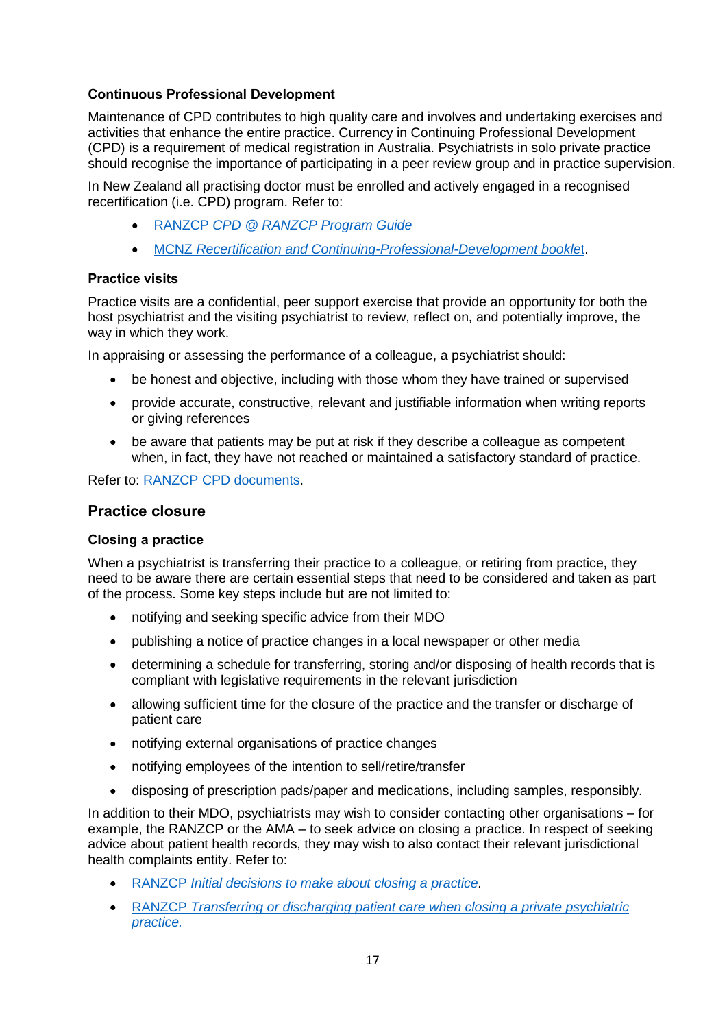### Continuous Professional Development

Maintenance of CPD contributes to high quality care and involves and undertaking exercises and activities that enhance the entire practice. Currency in Continuing Professional Development (CPD) is a requirement of medical registration in Australia. Psychiatrists in solo private practice should recognise the importance of participating in a peer review group and in practice supervision.

In New Zealand all practising doctor must be enrolled and actively engaged in a recognised recertification (i.e. CPD) program. Refer to:

- RANZCP *CPD @ RANZCP Program Guide*
- MCNZ *Recertification and Continuing-Professional-Development booklet*.

### Practice visits

Practice visits are a confidential, peer support exercise that provide an opportunity for both the host psychiatrist and the visiting psychiatrist to review, reflect on, and potentially improve, the way in which they work.

In appraising or assessing the performance of a colleague, a psychiatrist should:

- be honest and objective, including with those whom they have trained or supervised
- provide accurate, constructive, relevant and justifiable information when writing reports or giving references
- be aware that patients may be put at risk if they describe a colleague as competent when, in fact, they have not reached or maintained a satisfactory standard of practice.

Refer to: RANZCP CPD documents.

## Practice closure

### Closing a practice

When a psychiatrist is transferring their practice to a colleague, or retiring from practice, they need to be aware there are certain essential steps that need to be considered and taken as part of the process. Some key steps include but are not limited to:

- notifying and seeking specific advice from their MDO
- publishing a notice of practice changes in a local newspaper or other media
- determining a schedule for transferring, storing and/or disposing of health records that is compliant with legislative requirements in the relevant jurisdiction
- allowing sufficient time for the closure of the practice and the transfer or discharge of patient care
- notifying external organisations of practice changes
- notifying employees of the intention to sell/retire/transfer
- disposing of prescription pads/paper and medications, including samples, responsibly.

In addition to their MDO, psychiatrists may wish to consider contacting other organisations – for example, the RANZCP or the AMA – to seek advice on closing a practice. In respect of seeking advice about patient health records, they may wish to also contact their relevant jurisdictional health complaints entity. Refer to:

- RANZCP *Initial decisions to make about closing a practice*.
- RANZCP *Transferring or discharging patient care when closing a private psychiatric practice.*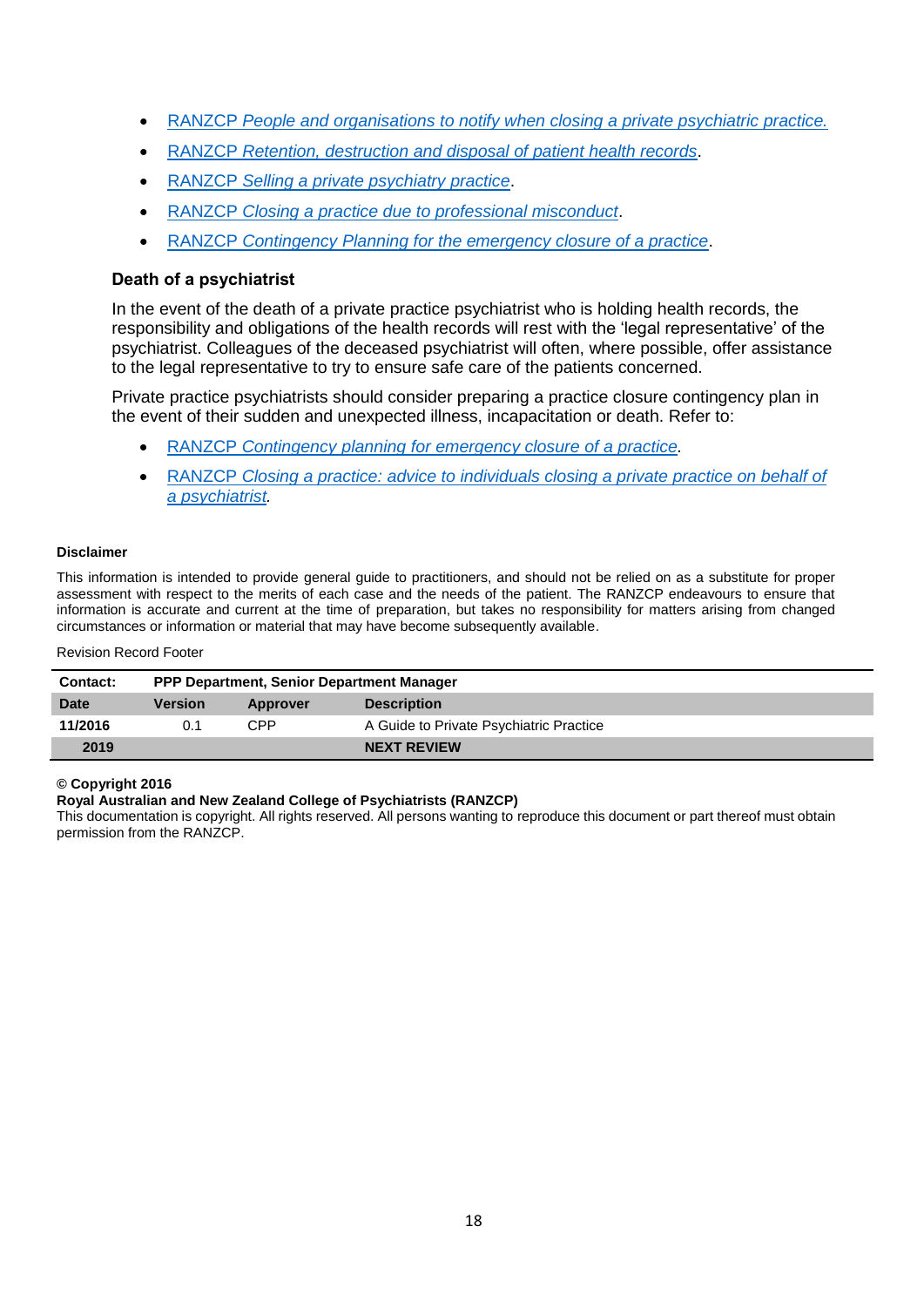- RANZCP *People and organisations to notify when closing a private psychiatric practice.*
- RANZCP *Retention, destruction and disposal of patient health records*.
- RANZCP *Selling a private psychiatry practice*.
- RANZCP *Closing a practice due to professional misconduct*.
- RANZCP *Contingency Planning for the emergency closure of a practice*.

### Death of a psychiatrist

In the event of the death of a private practice psychiatrist who is holding health records, the responsibility and obligations of the health records will rest with the 'legal representative' of the psychiatrist. Colleagues of the deceased psychiatrist will often, where possible, offer assistance to the legal representative to try to ensure safe care of the patients concerned.

Private practice psychiatrists should consider preparing a practice closure contingency plan in the event of their sudden and unexpected illness, incapacitation or death. Refer to:

- RANZCP *Contingency planning for emergency closure of a practice.*
- RANZCP *Closing a practice: advice to individuals closing a private practice on behalf of a psychiatrist.*

**Disclaimer**

This information is intended to provide general guide to practitioners, and should not be relied on as a substitute for proper assessment with respect to the merits of each case and the needs of the patient. The RANZCP endeavours to ensure that information is accurate and current at the time of preparation, but takes no responsibility for matters arising from changed circumstances or information or material that may have become subsequently available.

Revision Record Footer

| **Contact:** | **PPP Department, Senior Department Manager** | | |
|---|---|---|---|
| **Date** | **Version** | **Approver** | **Description** |
| **11/2016** | 0.1 | CPP | A Guide to Private Psychiatric Practice |
| **2019** | | | **NEXT REVIEW** |

**© Copyright 2016**
**Royal Australian and New Zealand College of Psychiatrists (RANZCP)**
This documentation is copyright. All rights reserved. All persons wanting to reproduce this document or part thereof must obtain permission from the RANZCP.